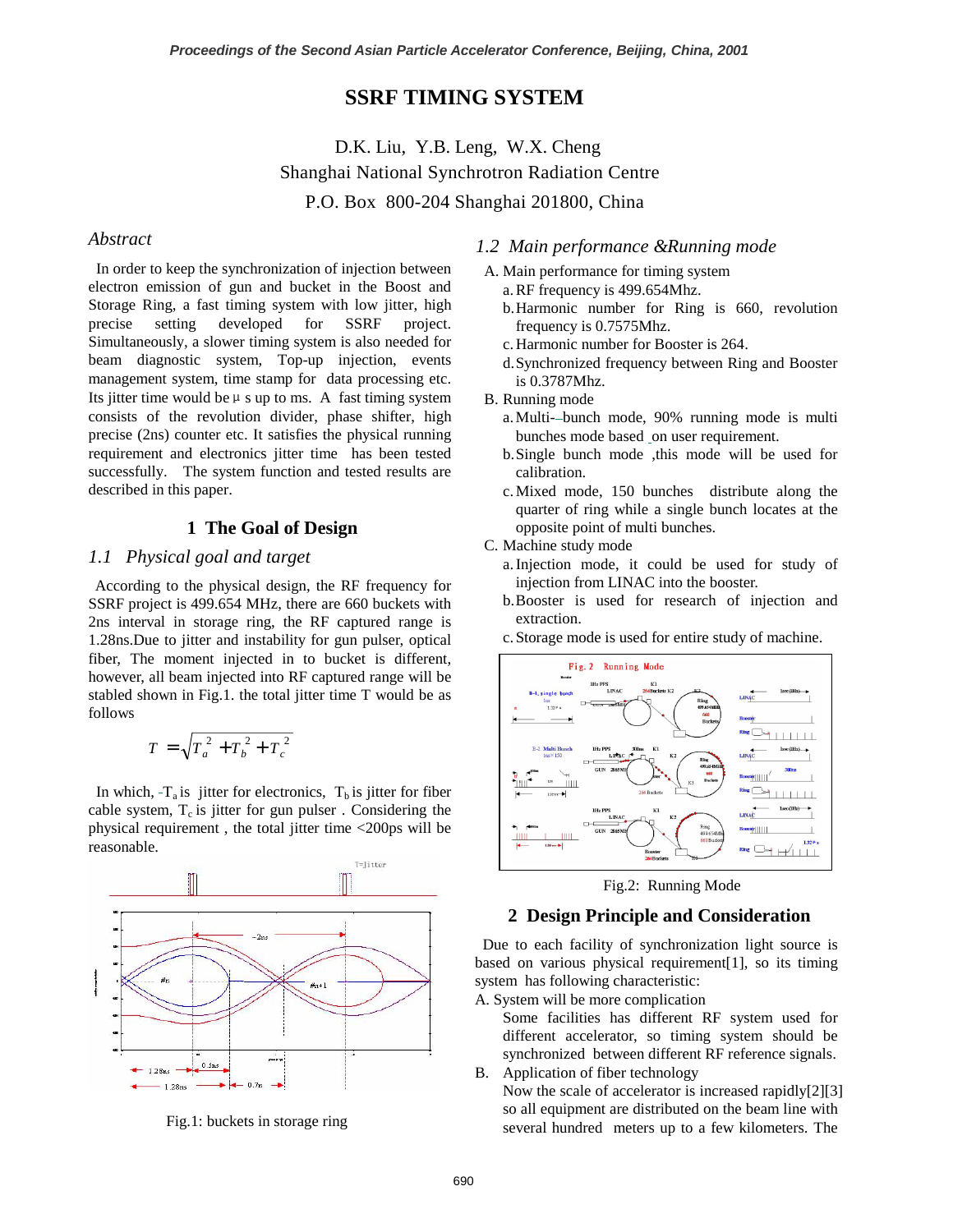# SSRF TIMING SYSTEM

D.K. Liu, Y.B. Leng, W.X. Cheng
Shanghai National Synchrotron Radiation Centre
P.O. Box 800-204 Shanghai 201800, China

## *Abstract*

In order to keep the synchronization of injection between electron emission of gun and bucket in the Boost and Storage Ring, a fast timing system with low jitter, high precise setting developed for SSRF project. Simultaneously, a slower timing system is also needed for beam diagnostic system, Top-up injection, events management system, time stamp for data processing etc. Its jitter time would be μ s up to ms. A fast timing system consists of the revolution divider, phase shifter, high precise (2ns) counter etc. It satisfies the physical running requirement and electronics jitter time has been tested successfully. The system function and tested results are described in this paper.

## 1 The Goal of Design

### *1.1 Physical goal and target*

According to the physical design, the RF frequency for SSRF project is 499.654 MHz, there are 660 buckets with 2ns interval in storage ring, the RF captured range is 1.28ns.Due to jitter and instability for gun pulser, optical fiber, The moment injected in to bucket is different, however, all beam injected into RF captured range will be stabled shown in Fig.1. the total jitter time T would be as follows

$$T = \sqrt{T_a^2 + T_b^2 + T_c^2}$$

In which, $T_a$ is jitter for electronics, $T_b$ is jitter for fiber cable system, $T_c$ is jitter for gun pulser . Considering the physical requirement , the total jitter time <200ps will be reasonable.

Fig.1: buckets in storage ring

### *1.2 Main performance &Running mode*

A. Main performance for timing system

a. RF frequency is 499.654Mhz.

b. Harmonic number for Ring is 660, revolution frequency is 0.7575Mhz.

c. Harmonic number for Booster is 264.

d. Synchronized frequency between Ring and Booster is 0.3787Mhz.

B. Running mode

a. Multi--bunch mode, 90% running mode is multi bunches mode based on user requirement.

b. Single bunch mode ,this mode will be used for calibration.

c. Mixed mode, 150 bunches distribute along the quarter of ring while a single bunch locates at the opposite point of multi bunches.

C. Machine study mode

a. Injection mode, it could be used for study of injection from LINAC into the booster.

b. Booster is used for research of injection and extraction.

c. Storage mode is used for entire study of machine.

Fig.2: Running Mode

## 2 Design Principle and Consideration

Due to each facility of synchronization light source is based on various physical requirement[1], so its timing system has following characteristic:

A. System will be more complication

Some facilities has different RF system used for different accelerator, so timing system should be synchronized between different RF reference signals.

B. Application of fiber technology

Now the scale of accelerator is increased rapidly[2][3] so all equipment are distributed on the beam line with several hundred meters up to a few kilometers. The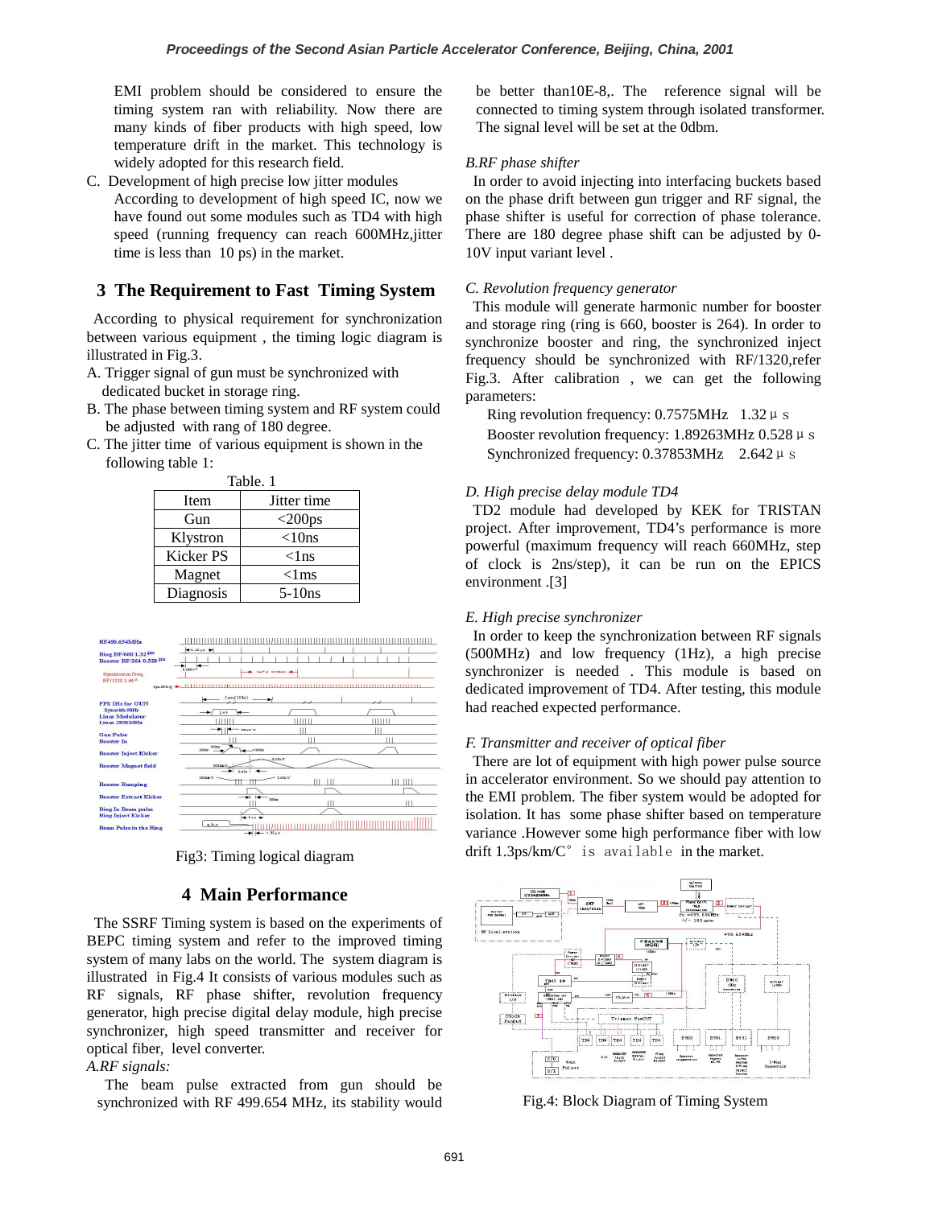EMI problem should be considered to ensure the timing system ran with reliability. Now there are many kinds of fiber products with high speed, low temperature drift in the market. This technology is widely adopted for this research field.

C. Development of high precise low jitter modules

According to development of high speed IC, now we have found out some modules such as TD4 with high speed (running frequency can reach 600MHz,jitter time is less than 10 ps) in the market.

## 3 The Requirement to Fast Timing System

According to physical requirement for synchronization between various equipment , the timing logic diagram is illustrated in Fig.3.

A. Trigger signal of gun must be synchronized with dedicated bucket in storage ring.

B. The phase between timing system and RF system could be adjusted with rang of 180 degree.

C. The jitter time of various equipment is shown in the following table 1:

Table. 1

| Item | Jitter time |
|---|---|
| Gun | <200ps |
| Klystron | <10ns |
| Kicker PS | <1ns |
| Magnet | <1ms |
| Diagnosis | 5-10ns |

Fig3: Timing logical diagram

## 4 Main Performance

The SSRF Timing system is based on the experiments of BEPC timing system and refer to the improved timing system of many labs on the world. The system diagram is illustrated in Fig.4 It consists of various modules such as RF signals, RF phase shifter, revolution frequency generator, high precise digital delay module, high precise synchronizer, high speed transmitter and receiver for optical fiber, level converter.

*A.RF signals:*

The beam pulse extracted from gun should be synchronized with RF 499.654 MHz, its stability would be better than10E-8,. The reference signal will be connected to timing system through isolated transformer. The signal level will be set at the 0dbm.

### *B.RF phase shifter*

In order to avoid injecting into interfacing buckets based on the phase drift between gun trigger and RF signal, the phase shifter is useful for correction of phase tolerance. There are 180 degree phase shift can be adjusted by 0-10V input variant level .

### *C. Revolution frequency generator*

This module will generate harmonic number for booster and storage ring (ring is 660, booster is 264). In order to synchronize booster and ring, the synchronized inject frequency should be synchronized with RF/1320,refer Fig.3. After calibration , we can get the following parameters:

Ring revolution frequency: 0.7575MHz 1.32 μs

Booster revolution frequency: 1.89263MHz 0.528 μs

Synchronized frequency: 0.37853MHz 2.642 μs

### *D. High precise delay module TD4*

TD2 module had developed by KEK for TRISTAN project. After improvement, TD4's performance is more powerful (maximum frequency will reach 660MHz, step of clock is 2ns/step), it can be run on the EPICS environment .[3]

### *E. High precise synchronizer*

In order to keep the synchronization between RF signals (500MHz) and low frequency (1Hz), a high precise synchronizer is needed . This module is based on dedicated improvement of TD4. After testing, this module had reached expected performance.

### *F. Transmitter and receiver of optical fiber*

There are lot of equipment with high power pulse source in accelerator environment. So we should pay attention to the EMI problem. The fiber system would be adopted for isolation. It has some phase shifter based on temperature variance .However some high performance fiber with low drift 1.3ps/km/C° is available in the market.

Fig.4: Block Diagram of Timing System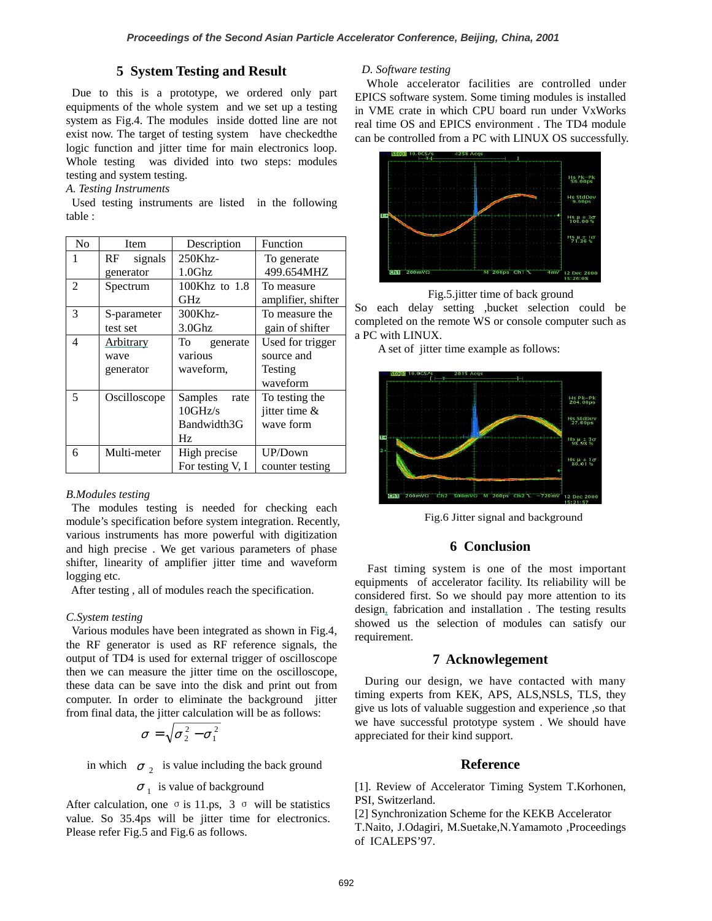## 5 System Testing and Result

Due to this is a prototype, we ordered only part equipments of the whole system and we set up a testing system as Fig.4. The modules inside dotted line are not exist now. The target of testing system have checkedthe logic function and jitter time for main electronics loop. Whole testing was divided into two steps: modules testing and system testing.

*A. Testing Instruments*

Used testing instruments are listed in the following table :

| No | Item | Description | Function |
|---|---|---|---|
| 1 | RF signals generator | 250Khz-1.0Ghz | To generate 499.654MHZ |
| 2 | Spectrum | 100Khz to 1.8 GHz | To measure amplifier, shifter |
| 3 | S-parameter test set | 300Khz-3.0Ghz | To measure the gain of shifter |
| 4 | Arbitrary wave generator | To generate various waveform, | Used for trigger source and Testing waveform |
| 5 | Oscilloscope | Samples rate 10GHz/s Bandwidth3GHz | To testing the jitter time & wave form |
| 6 | Multi-meter | High precise For testing V, I | UP/Down counter testing |

*B.Modules testing*

The modules testing is needed for checking each module's specification before system integration. Recently, various instruments has more powerful with digitization and high precise . We get various parameters of phase shifter, linearity of amplifier jitter time and waveform logging etc.

After testing , all of modules reach the specification.

*C.System testing*

Various modules have been integrated as shown in Fig.4, the RF generator is used as RF reference signals, the output of TD4 is used for external trigger of oscilloscope then we can measure the jitter time on the oscilloscope, these data can be save into the disk and print out from computer. In order to eliminate the background jitter from final data, the jitter calculation will be as follows:

$$\sigma = \sqrt{\sigma_2^2 - \sigma_1^2}$$

in which $\sigma_2$ is value including the back ground

$\sigma_1$ is value of background

After calculation, one $\sigma$ is 11.ps, 3 $\sigma$ will be statistics value. So 35.4ps will be jitter time for electronics. Please refer Fig.5 and Fig.6 as follows.

*D. Software testing*

Whole accelerator facilities are controlled under EPICS software system. Some timing modules is installed in VME crate in which CPU board run under VxWorks real time OS and EPICS environment . The TD4 module can be controlled from a PC with LINUX OS successfully.

Stop: 10.0GS/s 4258 Acqs
Hs Pk–Pk 56.00ps
Hs StdDev 9.90ps
Hs μ ± 3σ 100.00 %
Hs μ ± 1σ 71.36 %
Ch1 200mVΩ M 200ps Ch1 ∖ 4mV 12 Dec 2000 15:26:08

Fig.5.jitter time of back ground

So each delay setting ,bucket selection could be completed on the remote WS or console computer such as a PC with LINUX.

A set of jitter time example as follows:

Stop: 10.0GS/s 2015 Acqs
Hs Pk–Pk 204.00ps
Hs StdDev 27.60ps
Hs μ ± 3σ 98.98 %
Hs μ ± 1σ 80.61 %
Ch1 200mVΩ Ch2 500mVΩ M 200ps Ch2 ∖ −720mV 12 Dec 2000 15:21:57

Fig.6 Jitter signal and background

## 6 Conclusion

Fast timing system is one of the most important equipments of accelerator facility. Its reliability will be considered first. So we should pay more attention to its design, fabrication and installation . The testing results showed us the selection of modules can satisfy our requirement.

## 7 Acknowlegement

During our design, we have contacted with many timing experts from KEK, APS, ALS,NSLS, TLS, they give us lots of valuable suggestion and experience ,so that we have successful prototype system . We should have appreciated for their kind support.

## Reference

[1]. Review of Accelerator Timing System T.Korhonen, PSI, Switzerland.

[2] Synchronization Scheme for the KEKB Accelerator T.Naito, J.Odagiri, M.Suetake,N.Yamamoto ,Proceedings of ICALEPS'97.